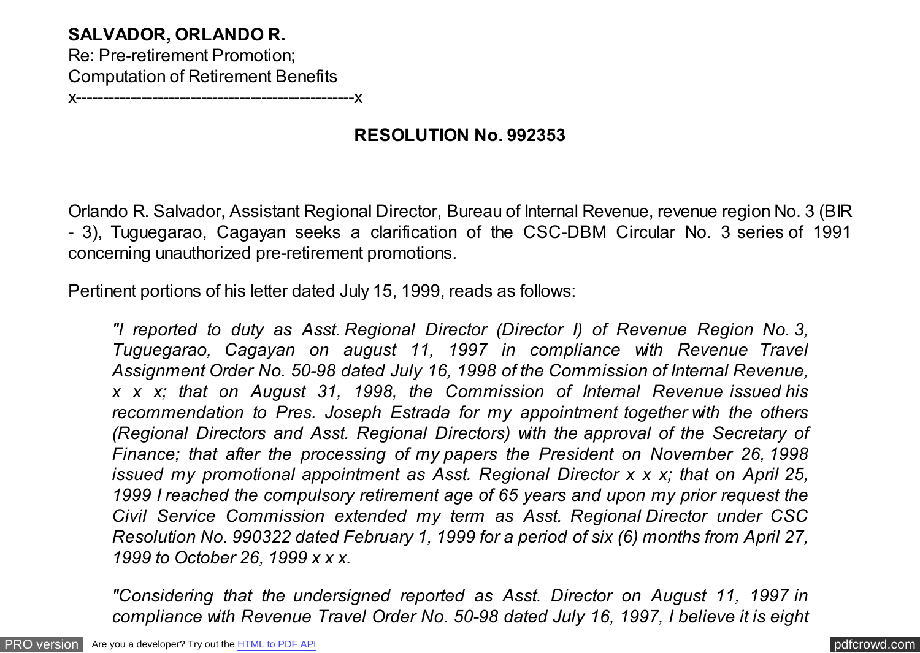**SALVADOR, ORLANDO R.**
Re: Pre-retirement Promotion;
Computation of Retirement Benefits
x---------------------------------------------------x

**RESOLUTION No. 992353**

Orlando R. Salvador, Assistant Regional Director, Bureau of Internal Revenue, revenue region No. 3 (BIR - 3), Tuguegarao, Cagayan seeks a clarification of the CSC-DBM Circular No. 3 series of 1991 concerning unauthorized pre-retirement promotions.

Pertinent portions of his letter dated July 15, 1999, reads as follows:

> *"I reported to duty as Asst. Regional Director (Director I) of Revenue Region No. 3, Tuguegarao, Cagayan on august 11, 1997 in compliance with Revenue Travel Assignment Order No. 50-98 dated July 16, 1998 of the Commission of Internal Revenue, x x x; that on August 31, 1998, the Commission of Internal Revenue issued his recommendation to Pres. Joseph Estrada for my appointment together with the others (Regional Directors and Asst. Regional Directors) with the approval of the Secretary of Finance; that after the processing of my papers the President on November 26, 1998 issued my promotional appointment as Asst. Regional Director x x x; that on April 25, 1999 I reached the compulsory retirement age of 65 years and upon my prior request the Civil Service Commission extended my term as Asst. Regional Director under CSC Resolution No. 990322 dated February 1, 1999 for a period of six (6) months from April 27, 1999 to October 26, 1999 x x x.*
>
> *"Considering that the undersigned reported as Asst. Director on August 11, 1997 in compliance with Revenue Travel Order No. 50-98 dated July 16, 1997, I believe it is eight*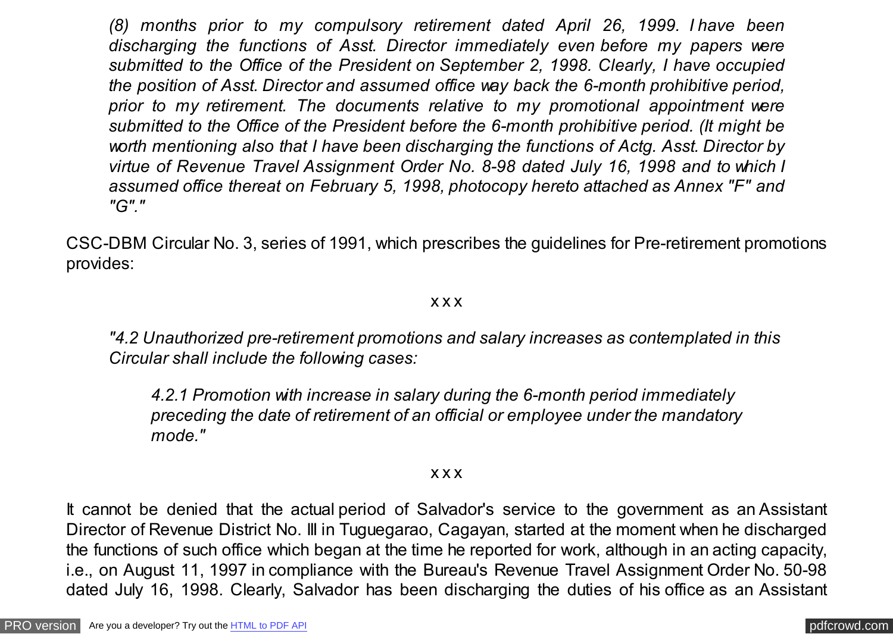*(8) months prior to my compulsory retirement dated April 26, 1999. I have been discharging the functions of Asst. Director immediately even before my papers were submitted to the Office of the President on September 2, 1998. Clearly, I have occupied the position of Asst. Director and assumed office way back the 6-month prohibitive period, prior to my retirement. The documents relative to my promotional appointment were submitted to the Office of the President before the 6-month prohibitive period. (It might be worth mentioning also that I have been discharging the functions of Actg. Asst. Director by virtue of Revenue Travel Assignment Order No. 8-98 dated July 16, 1998 and to which I assumed office thereat on February 5, 1998, photocopy hereto attached as Annex "F" and "G"."*

CSC-DBM Circular No. 3, series of 1991, which prescribes the guidelines for Pre-retirement promotions provides:

x x x

*"4.2 Unauthorized pre-retirement promotions and salary increases as contemplated in this Circular shall include the following cases:*

*4.2.1 Promotion with increase in salary during the 6-month period immediately preceding the date of retirement of an official or employee under the mandatory mode."*

x x x

It cannot be denied that the actual period of Salvador's service to the government as an Assistant Director of Revenue District No. III in Tuguegarao, Cagayan, started at the moment when he discharged the functions of such office which began at the time he reported for work, although in an acting capacity, i.e., on August 11, 1997 in compliance with the Bureau's Revenue Travel Assignment Order No. 50-98 dated July 16, 1998. Clearly, Salvador has been discharging the duties of his office as an Assistant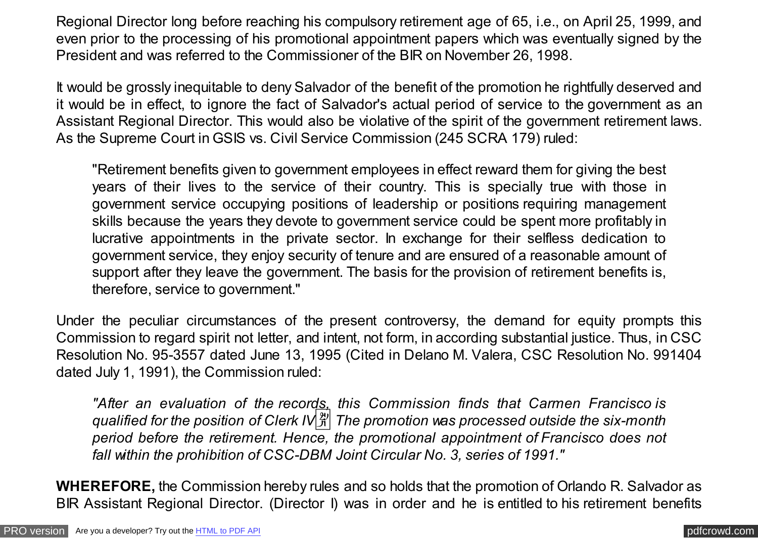Regional Director long before reaching his compulsory retirement age of 65, i.e., on April 25, 1999, and even prior to the processing of his promotional appointment papers which was eventually signed by the President and was referred to the Commissioner of the BIR on November 26, 1998.

It would be grossly inequitable to deny Salvador of the benefit of the promotion he rightfully deserved and it would be in effect, to ignore the fact of Salvador's actual period of service to the government as an Assistant Regional Director. This would also be violative of the spirit of the government retirement laws. As the Supreme Court in GSIS vs. Civil Service Commission (245 SCRA 179) ruled:

> "Retirement benefits given to government employees in effect reward them for giving the best years of their lives to the service of their country. This is specially true with those in government service occupying positions of leadership or positions requiring management skills because the years they devote to government service could be spent more profitably in lucrative appointments in the private sector. In exchange for their selfless dedication to government service, they enjoy security of tenure and are ensured of a reasonable amount of support after they leave the government. The basis for the provision of retirement benefits is, therefore, service to government."

Under the peculiar circumstances of the present controversy, the demand for equity prompts this Commission to regard spirit not letter, and intent, not form, in according substantial justice. Thus, in CSC Resolution No. 95-3557 dated June 13, 1995 (Cited in Delano M. Valera, CSC Resolution No. 991404 dated July 1, 1991), the Commission ruled:

> *"After an evaluation of the records, this Commission finds that Carmen Francisco is qualified for the position of Clerk IV. The promotion was processed outside the six-month period before the retirement. Hence, the promotional appointment of Francisco does not fall within the prohibition of CSC-DBM Joint Circular No. 3, series of 1991."*

**WHEREFORE,** the Commission hereby rules and so holds that the promotion of Orlando R. Salvador as BIR Assistant Regional Director. (Director I) was in order and he is entitled to his retirement benefits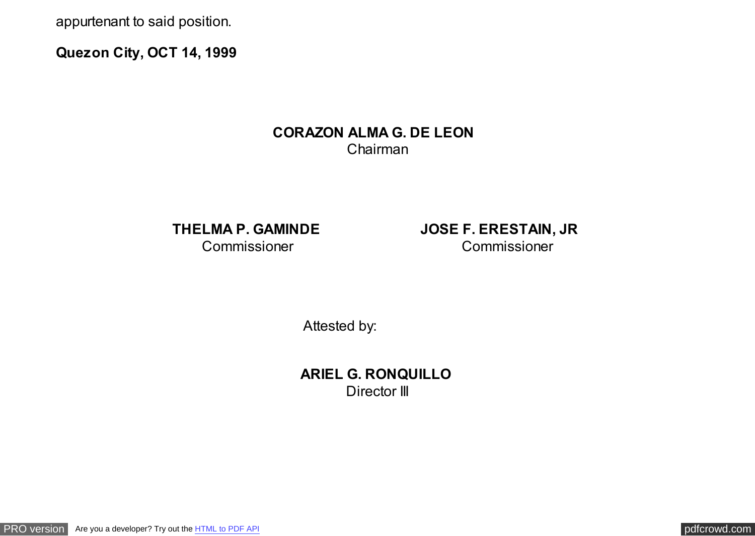appurtenant to said position.

**Quezon City, OCT 14, 1999**

**CORAZON ALMA G. DE LEON**
Chairman

**THELMA P. GAMINDE**
Commissioner

**JOSE F. ERESTAIN, JR**
Commissioner

Attested by:

**ARIEL G. RONQUILLO**
Director III